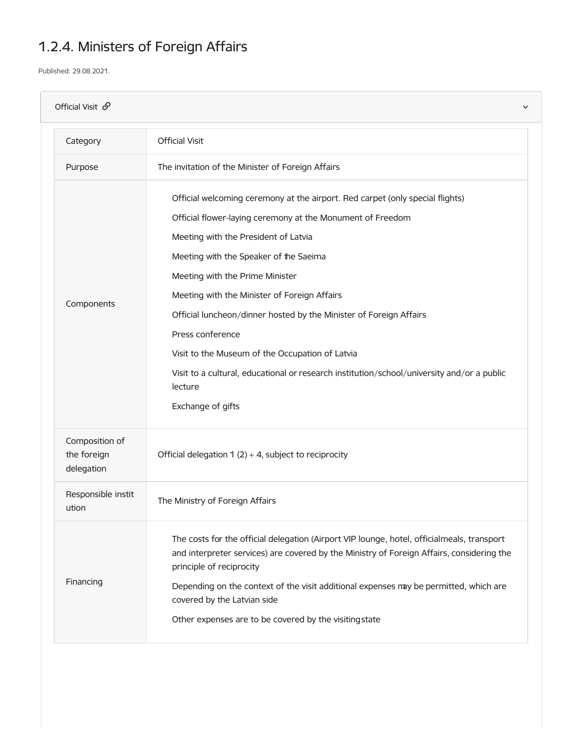# 1.2.4. Ministers of Foreign Affairs

Published: 29.08.2021.

## Official Visit

| Category | Official Visit |
| --- | --- |
| Purpose | The invitation of the Minister of Foreign Affairs |
| Components | Official welcoming ceremony at the airport. Red carpet (only special flights)<br>Official flower-laying ceremony at the Monument of Freedom<br>Meeting with the President of Latvia<br>Meeting with the Speaker of the Saeima<br>Meeting with the Prime Minister<br>Meeting with the Minister of Foreign Affairs<br>Official luncheon/dinner hosted by the Minister of Foreign Affairs<br>Press conference<br>Visit to the Museum of the Occupation of Latvia<br>Visit to a cultural, educational or research institution/school/university and/or a public lecture<br>Exchange of gifts |
| Composition of the foreign delegation | Official delegation 1 (2) + 4, subject to reciprocity |
| Responsible institution | The Ministry of Foreign Affairs |
| Financing | The costs for the official delegation (Airport VIP lounge, hotel, official meals, transport and interpreter services) are covered by the Ministry of Foreign Affairs, considering the principle of reciprocity<br>Depending on the context of the visit additional expenses may be permitted, which are covered by the Latvian side<br>Other expenses are to be covered by the visiting state |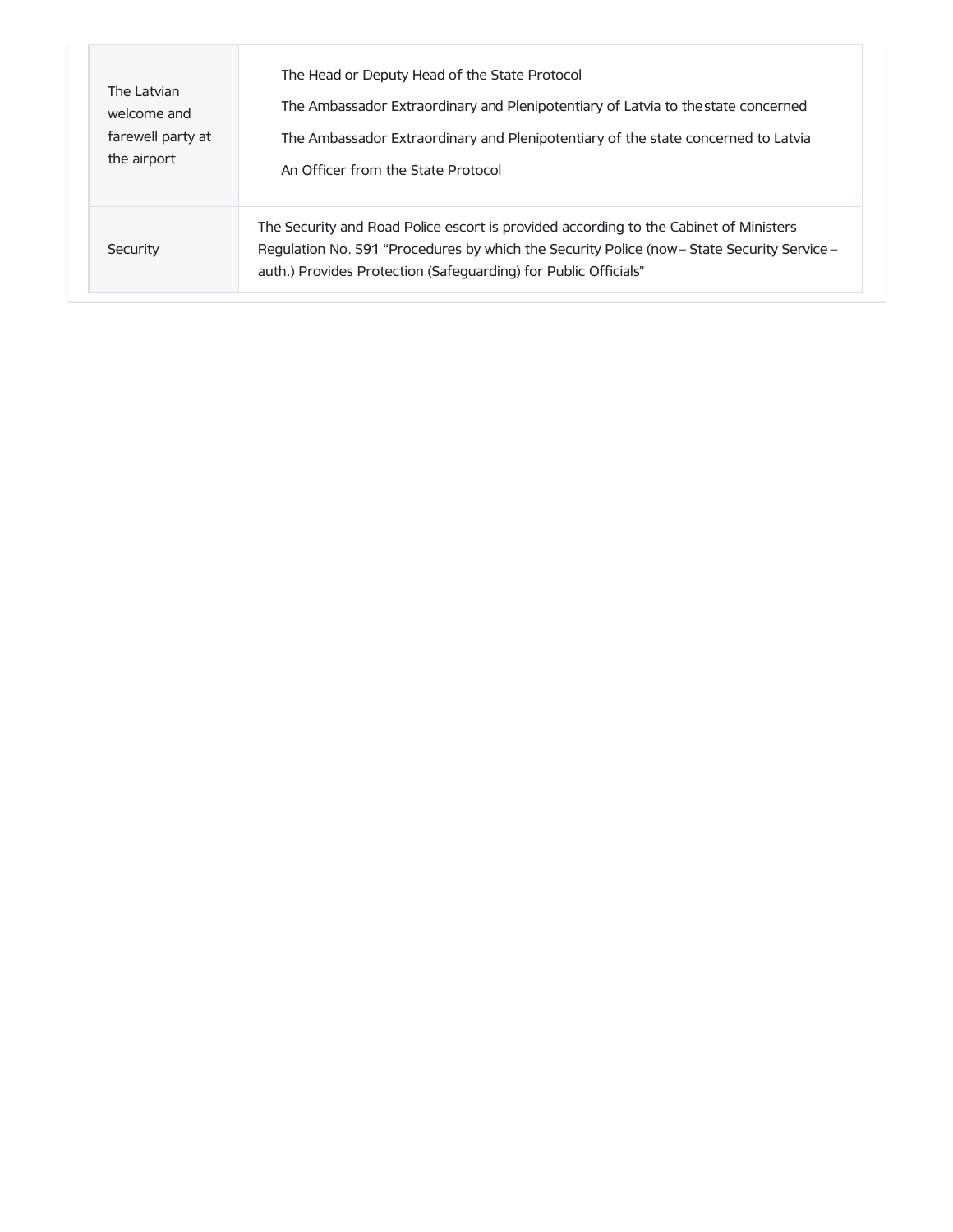| | |
|---|---|
| The Latvian welcome and farewell party at the airport | The Head or Deputy Head of the State Protocol<br>The Ambassador Extraordinary and Plenipotentiary of Latvia to the state concerned<br>The Ambassador Extraordinary and Plenipotentiary of the state concerned to Latvia<br>An Officer from the State Protocol |
| Security | The Security and Road Police escort is provided according to the Cabinet of Ministers Regulation No. 591 "Procedures by which the Security Police (now – State Security Service – auth.) Provides Protection (Safeguarding) for Public Officials" |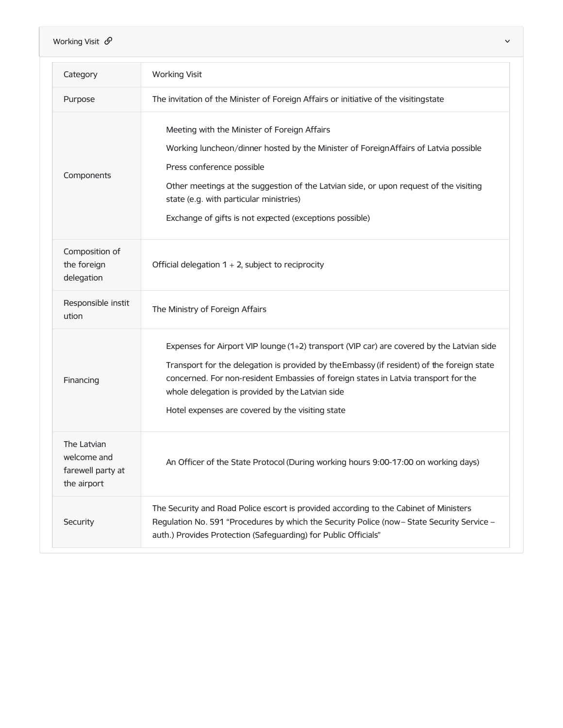## Working Visit

| Category | Working Visit |
| --- | --- |
| Purpose | The invitation of the Minister of Foreign Affairs or initiative of the visitingstate |
| Components | Meeting with the Minister of Foreign Affairs<br>Working luncheon/dinner hosted by the Minister of ForeignAffairs of Latvia possible<br>Press conference possible<br>Other meetings at the suggestion of the Latvian side, or upon request of the visiting state (e.g. with particular ministries)<br>Exchange of gifts is not expected (exceptions possible) |
| Composition of the foreign delegation | Official delegation 1 + 2, subject to reciprocity |
| Responsible institution | The Ministry of Foreign Affairs |
| Financing | Expenses for Airport VIP lounge (1+2) transport (VIP car) are covered by the Latvian side<br>Transport for the delegation is provided by theEmbassy (if resident) of the foreign state concerned. For non-resident Embassies of foreign states in Latvia transport for the whole delegation is provided by the Latvian side<br>Hotel expenses are covered by the visiting state |
| The Latvian welcome and farewell party at the airport | An Officer of the State Protocol (During working hours 9:00-17:00 on working days) |
| Security | The Security and Road Police escort is provided according to the Cabinet of Ministers Regulation No. 591 "Procedures by which the Security Police (now – State Security Service – auth.) Provides Protection (Safeguarding) for Public Officials" |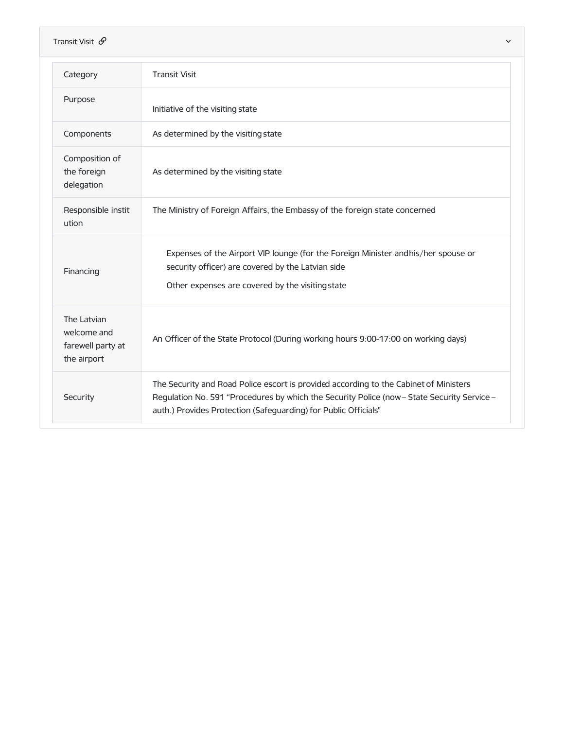## Transit Visit

| Category | Transit Visit |
| --- | --- |
| Purpose | Initiative of the visiting state |
| Components | As determined by the visiting state |
| Composition of the foreign delegation | As determined by the visiting state |
| Responsible institution | The Ministry of Foreign Affairs, the Embassy of the foreign state concerned |
| Financing | Expenses of the Airport VIP lounge (for the Foreign Minister and his/her spouse or security officer) are covered by the Latvian side<br><br>Other expenses are covered by the visiting state |
| The Latvian welcome and farewell party at the airport | An Officer of the State Protocol (During working hours 9:00-17:00 on working days) |
| Security | The Security and Road Police escort is provided according to the Cabinet of Ministers Regulation No. 591 "Procedures by which the Security Police (now – State Security Service – auth.) Provides Protection (Safeguarding) for Public Officials" |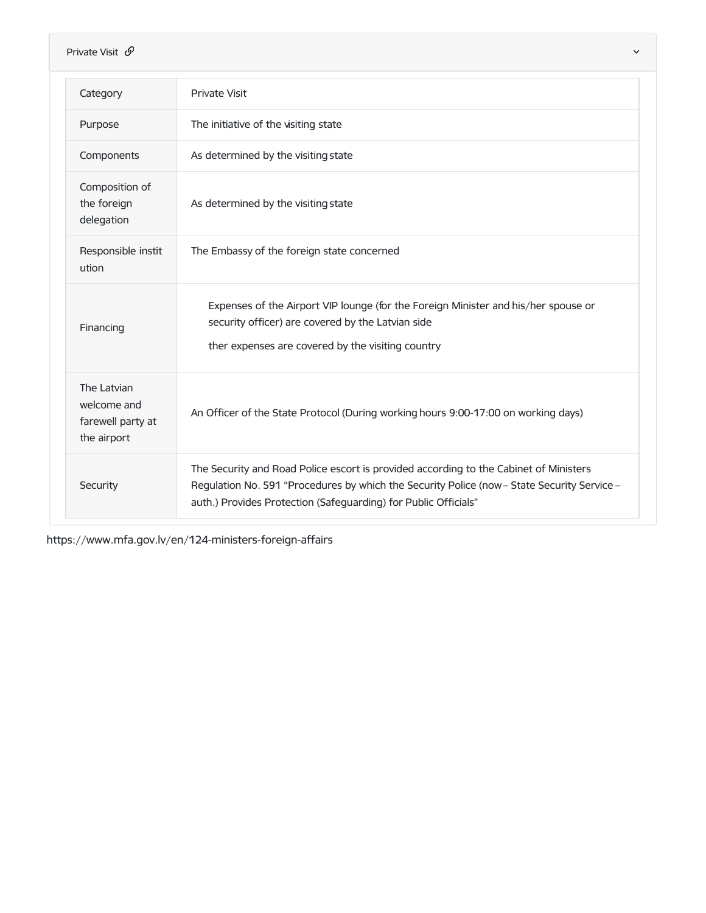Private Visit

| | |
|---|---|
| Category | Private Visit |
| Purpose | The initiative of the visiting state |
| Components | As determined by the visiting state |
| Composition of the foreign delegation | As determined by the visiting state |
| Responsible instit ution | The Embassy of the foreign state concerned |
| Financing | Expenses of the Airport VIP lounge (for the Foreign Minister and his/her spouse or security officer) are covered by the Latvian side<br>ther expenses are covered by the visiting country |
| The Latvian welcome and farewell party at the airport | An Officer of the State Protocol (During working hours 9:00-17:00 on working days) |
| Security | The Security and Road Police escort is provided according to the Cabinet of Ministers Regulation No. 591 "Procedures by which the Security Police (now – State Security Service – auth.) Provides Protection (Safeguarding) for Public Officials" |

https://www.mfa.gov.lv/en/124-ministers-foreign-affairs